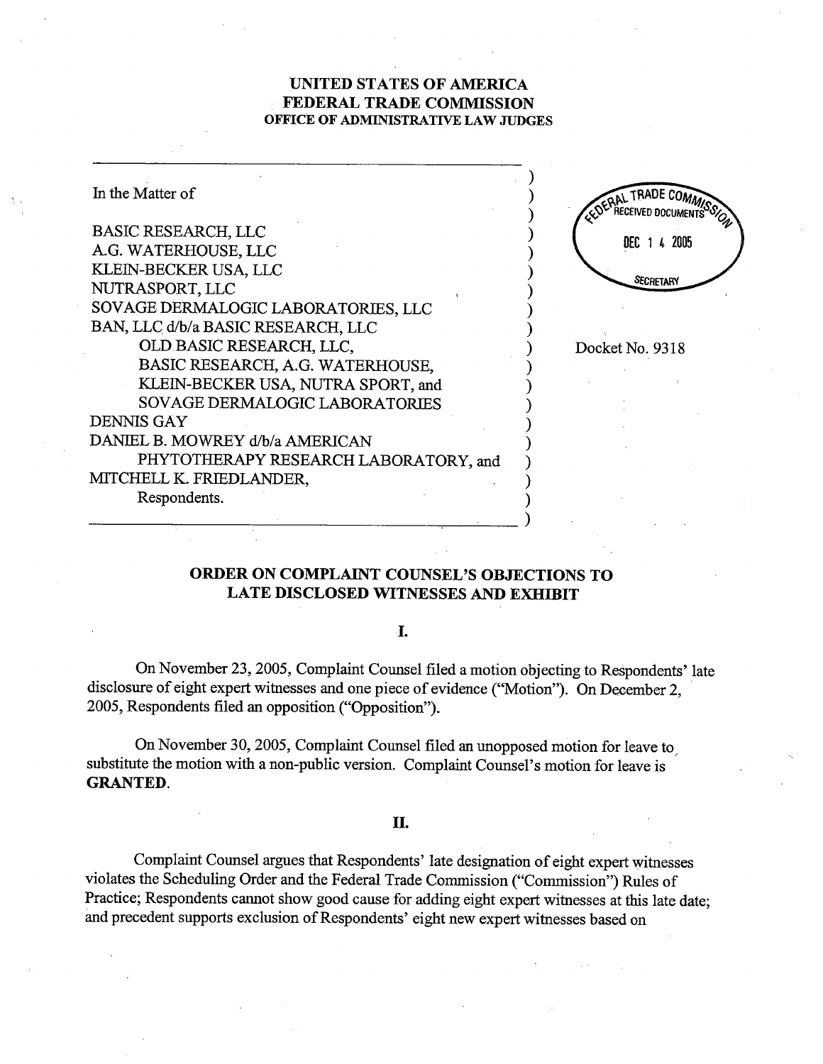**UNITED STATES OF AMERICA**
**FEDERAL TRADE COMMISSION**
**OFFICE OF ADMINISTRATIVE LAW JUDGES**

---

In the Matter of

BASIC RESEARCH, LLC
A.G. WATERHOUSE, LLC
KLEIN-BECKER USA, LLC
NUTRASPORT, LLC
SOVAGE DERMALOGIC LABORATORIES, LLC
BAN, LLC d/b/a BASIC RESEARCH, LLC
OLD BASIC RESEARCH, LLC,
BASIC RESEARCH, A.G. WATERHOUSE,
KLEIN-BECKER USA, NUTRA SPORT, and
SOVAGE DERMALOGIC LABORATORIES
DENNIS GAY
DANIEL B. MOWREY d/b/a AMERICAN
PHYTOTHERAPY RESEARCH LABORATORY, and
MITCHELL K. FRIEDLANDER,
Respondents.

Docket No. 9318

FEDERAL TRADE COMMISSION RECEIVED DOCUMENTS DEC 14 2005 SECRETARY

---

## ORDER ON COMPLAINT COUNSEL'S OBJECTIONS TO LATE DISCLOSED WITNESSES AND EXHIBIT

### I.

On November 23, 2005, Complaint Counsel filed a motion objecting to Respondents' late disclosure of eight expert witnesses and one piece of evidence ("Motion"). On December 2, 2005, Respondents filed an opposition ("Opposition").

On November 30, 2005, Complaint Counsel filed an unopposed motion for leave to substitute the motion with a non-public version. Complaint Counsel's motion for leave is **GRANTED**.

### II.

Complaint Counsel argues that Respondents' late designation of eight expert witnesses violates the Scheduling Order and the Federal Trade Commission ("Commission") Rules of Practice; Respondents cannot show good cause for adding eight expert witnesses at this late date; and precedent supports exclusion of Respondents' eight new expert witnesses based on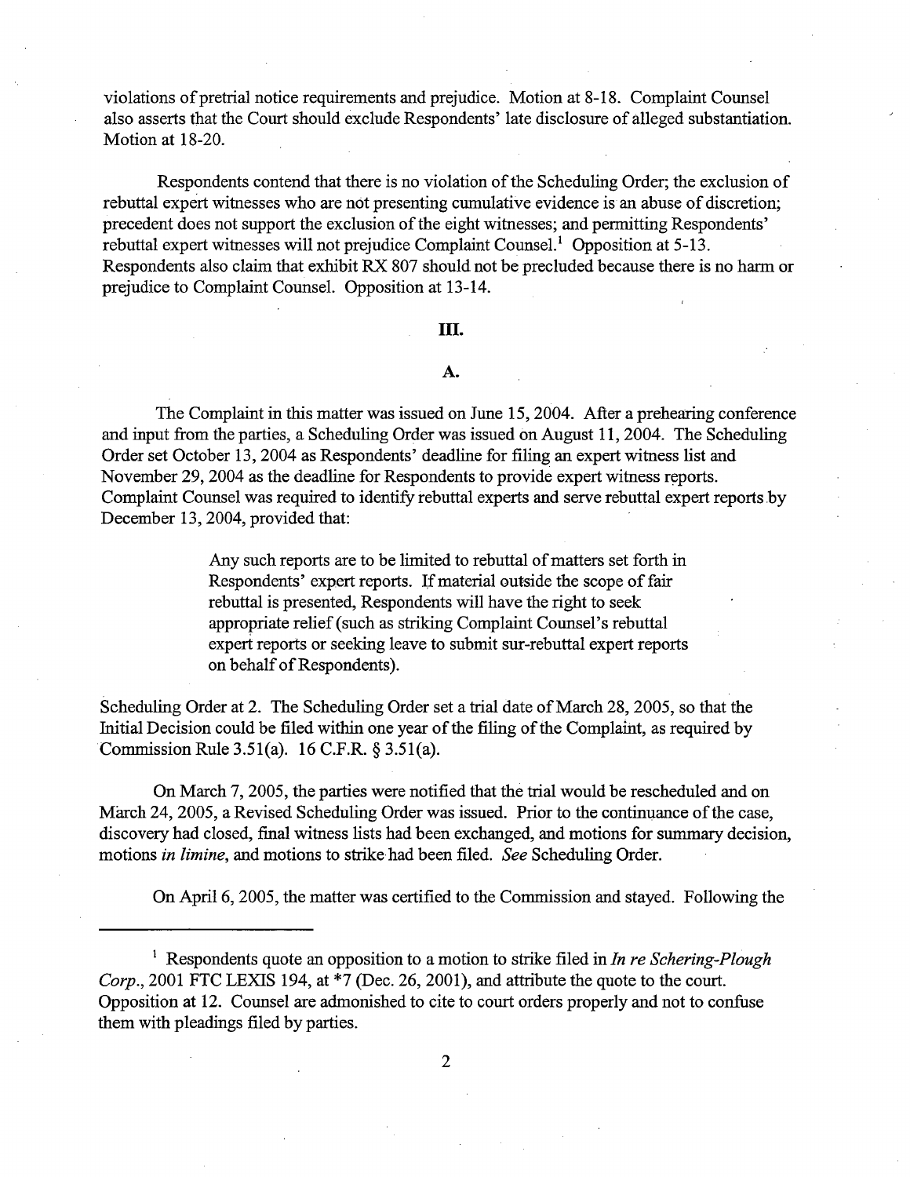violations of pretrial notice requirements and prejudice. Motion at 8-18. Complaint Counsel also asserts that the Court should exclude Respondents' late disclosure of alleged substantiation. Motion at 18-20.

Respondents contend that there is no violation of the Scheduling Order; the exclusion of rebuttal expert witnesses who are not presenting cumulative evidence is an abuse of discretion; precedent does not support the exclusion of the eight witnesses; and permitting Respondents' rebuttal expert witnesses will not prejudice Complaint Counsel.[1] Opposition at 5-13. Respondents also claim that exhibit RX 807 should not be precluded because there is no harm or prejudice to Complaint Counsel. Opposition at 13-14.

## III.

### A.

The Complaint in this matter was issued on June 15, 2004. After a prehearing conference and input from the parties, a Scheduling Order was issued on August 11, 2004. The Scheduling Order set October 13, 2004 as Respondents' deadline for filing an expert witness list and November 29, 2004 as the deadline for Respondents to provide expert witness reports. Complaint Counsel was required to identify rebuttal experts and serve rebuttal expert reports by December 13, 2004, provided that:

> Any such reports are to be limited to rebuttal of matters set forth in Respondents' expert reports. If material outside the scope of fair rebuttal is presented, Respondents will have the right to seek appropriate relief (such as striking Complaint Counsel's rebuttal expert reports or seeking leave to submit sur-rebuttal expert reports on behalf of Respondents).

Scheduling Order at 2. The Scheduling Order set a trial date of March 28, 2005, so that the Initial Decision could be filed within one year of the filing of the Complaint, as required by Commission Rule 3.51(a). 16 C.F.R. § 3.51(a).

On March 7, 2005, the parties were notified that the trial would be rescheduled and on March 24, 2005, a Revised Scheduling Order was issued. Prior to the continuance of the case, discovery had closed, final witness lists had been exchanged, and motions for summary decision, motions *in limine*, and motions to strike had been filed. *See* Scheduling Order.

On April 6, 2005, the matter was certified to the Commission and stayed. Following the

---

[1] Respondents quote an opposition to a motion to strike filed in *In re Schering-Plough Corp.*, 2001 FTC LEXIS 194, at *7 (Dec. 26, 2001), and attribute the quote to the court. Opposition at 12. Counsel are admonished to cite to court orders properly and not to confuse them with pleadings filed by parties.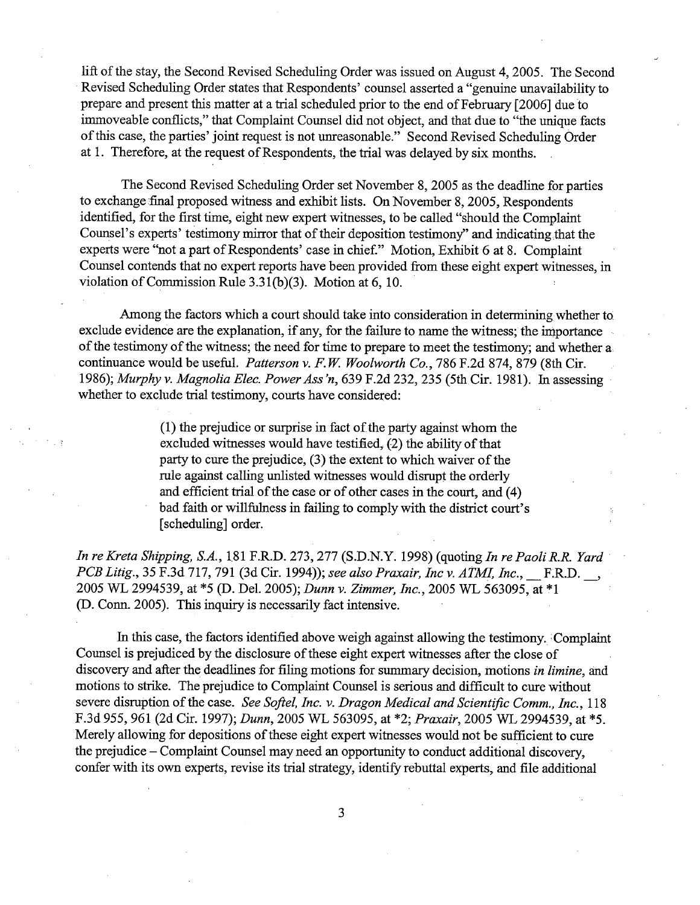lift of the stay, the Second Revised Scheduling Order was issued on August 4, 2005. The Second Revised Scheduling Order states that Respondents' counsel asserted a "genuine unavailability to prepare and present this matter at a trial scheduled prior to the end of February [2006] due to immoveable conflicts," that Complaint Counsel did not object, and that due to "the unique facts of this case, the parties' joint request is not unreasonable." Second Revised Scheduling Order at 1. Therefore, at the request of Respondents, the trial was delayed by six months.

The Second Revised Scheduling Order set November 8, 2005 as the deadline for parties to exchange final proposed witness and exhibit lists. On November 8, 2005, Respondents identified, for the first time, eight new expert witnesses, to be called "should the Complaint Counsel's experts' testimony mirror that of their deposition testimony" and indicating that the experts were "not a part of Respondents' case in chief." Motion, Exhibit 6 at 8. Complaint Counsel contends that no expert reports have been provided from these eight expert witnesses, in violation of Commission Rule 3.31(b)(3). Motion at 6, 10.

Among the factors which a court should take into consideration in determining whether to exclude evidence are the explanation, if any, for the failure to name the witness; the importance of the testimony of the witness; the need for time to prepare to meet the testimony; and whether a continuance would be useful. *Patterson v. F.W. Woolworth Co.*, 786 F.2d 874, 879 (8th Cir. 1986); *Murphy v. Magnolia Elec. Power Ass'n*, 639 F.2d 232, 235 (5th Cir. 1981). In assessing whether to exclude trial testimony, courts have considered:

> (1) the prejudice or surprise in fact of the party against whom the excluded witnesses would have testified, (2) the ability of that party to cure the prejudice, (3) the extent to which waiver of the rule against calling unlisted witnesses would disrupt the orderly and efficient trial of the case or of other cases in the court, and (4) bad faith or willfulness in failing to comply with the district court's [scheduling] order.

*In re Kreta Shipping, S.A.*, 181 F.R.D. 273, 277 (S.D.N.Y. 1998) (quoting *In re Paoli R.R. Yard PCB Litig.*, 35 F.3d 717, 791 (3d Cir. 1994)); *see also Praxair, Inc v. ATMI, Inc.*, \_\_ F.R.D. \_\_, 2005 WL 2994539, at \*5 (D. Del. 2005); *Dunn v. Zimmer, Inc.*, 2005 WL 563095, at \*1 (D. Conn. 2005). This inquiry is necessarily fact intensive.

In this case, the factors identified above weigh against allowing the testimony. Complaint Counsel is prejudiced by the disclosure of these eight expert witnesses after the close of discovery and after the deadlines for filing motions for summary decision, motions *in limine*, and motions to strike. The prejudice to Complaint Counsel is serious and difficult to cure without severe disruption of the case. *See Softel, Inc. v. Dragon Medical and Scientific Comm., Inc.*, 118 F.3d 955, 961 (2d Cir. 1997); *Dunn*, 2005 WL 563095, at \*2; *Praxair*, 2005 WL 2994539, at \*5. Merely allowing for depositions of these eight expert witnesses would not be sufficient to cure the prejudice – Complaint Counsel may need an opportunity to conduct additional discovery, confer with its own experts, revise its trial strategy, identify rebuttal experts, and file additional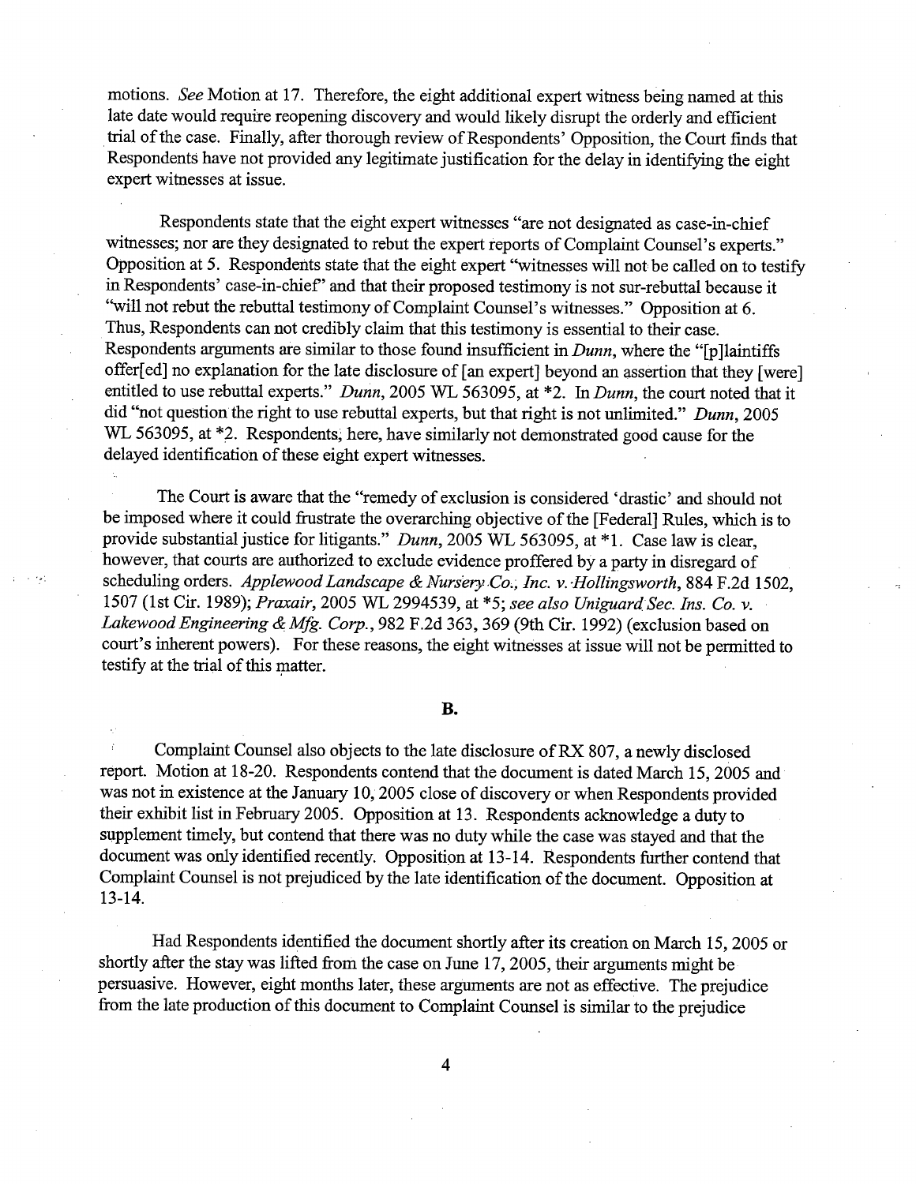motions. *See* Motion at 17. Therefore, the eight additional expert witness being named at this late date would require reopening discovery and would likely disrupt the orderly and efficient trial of the case. Finally, after thorough review of Respondents' Opposition, the Court finds that Respondents have not provided any legitimate justification for the delay in identifying the eight expert witnesses at issue.

Respondents state that the eight expert witnesses "are not designated as case-in-chief witnesses; nor are they designated to rebut the expert reports of Complaint Counsel's experts." Opposition at 5. Respondents state that the eight expert "witnesses will not be called on to testify in Respondents' case-in-chief" and that their proposed testimony is not sur-rebuttal because it "will not rebut the rebuttal testimony of Complaint Counsel's witnesses." Opposition at 6. Thus, Respondents can not credibly claim that this testimony is essential to their case. Respondents arguments are similar to those found insufficient in *Dunn*, where the "[p]laintiffs offer[ed] no explanation for the late disclosure of [an expert] beyond an assertion that they [were] entitled to use rebuttal experts." *Dunn*, 2005 WL 563095, at *2. In *Dunn*, the court noted that it did "not question the right to use rebuttal experts, but that right is not unlimited." *Dunn*, 2005 WL 563095, at *2. Respondents, here, have similarly not demonstrated good cause for the delayed identification of these eight expert witnesses.

The Court is aware that the "remedy of exclusion is considered 'drastic' and should not be imposed where it could frustrate the overarching objective of the [Federal] Rules, which is to provide substantial justice for litigants." *Dunn*, 2005 WL 563095, at *1. Case law is clear, however, that courts are authorized to exclude evidence proffered by a party in disregard of scheduling orders. *Applewood Landscape & Nursery Co., Inc. v. Hollingsworth*, 884 F.2d 1502, 1507 (1st Cir. 1989); *Praxair*, 2005 WL 2994539, at *5; *see also Uniguard Sec. Ins. Co. v. Lakewood Engineering & Mfg. Corp.*, 982 F.2d 363, 369 (9th Cir. 1992) (exclusion based on court's inherent powers). For these reasons, the eight witnesses at issue will not be permitted to testify at the trial of this matter.

**B.**

Complaint Counsel also objects to the late disclosure of RX 807, a newly disclosed report. Motion at 18-20. Respondents contend that the document is dated March 15, 2005 and was not in existence at the January 10, 2005 close of discovery or when Respondents provided their exhibit list in February 2005. Opposition at 13. Respondents acknowledge a duty to supplement timely, but contend that there was no duty while the case was stayed and that the document was only identified recently. Opposition at 13-14. Respondents further contend that Complaint Counsel is not prejudiced by the late identification of the document. Opposition at 13-14.

Had Respondents identified the document shortly after its creation on March 15, 2005 or shortly after the stay was lifted from the case on June 17, 2005, their arguments might be persuasive. However, eight months later, these arguments are not as effective. The prejudice from the late production of this document to Complaint Counsel is similar to the prejudice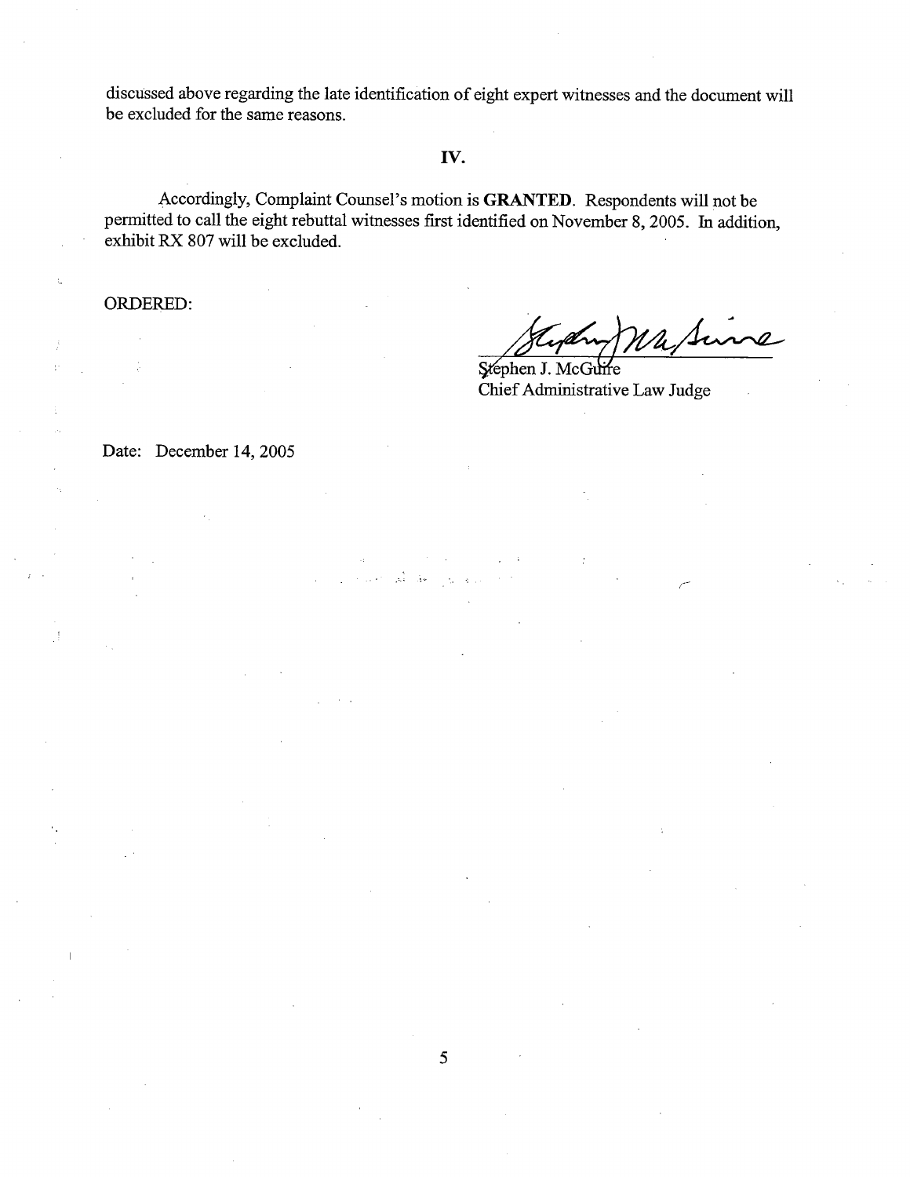discussed above regarding the late identification of eight expert witnesses and the document will be excluded for the same reasons.

## IV.

Accordingly, Complaint Counsel's motion is **GRANTED**. Respondents will not be permitted to call the eight rebuttal witnesses first identified on November 8, 2005. In addition, exhibit RX 807 will be excluded.

ORDERED:

Stephen J. McGuire
Chief Administrative Law Judge

Date: December 14, 2005